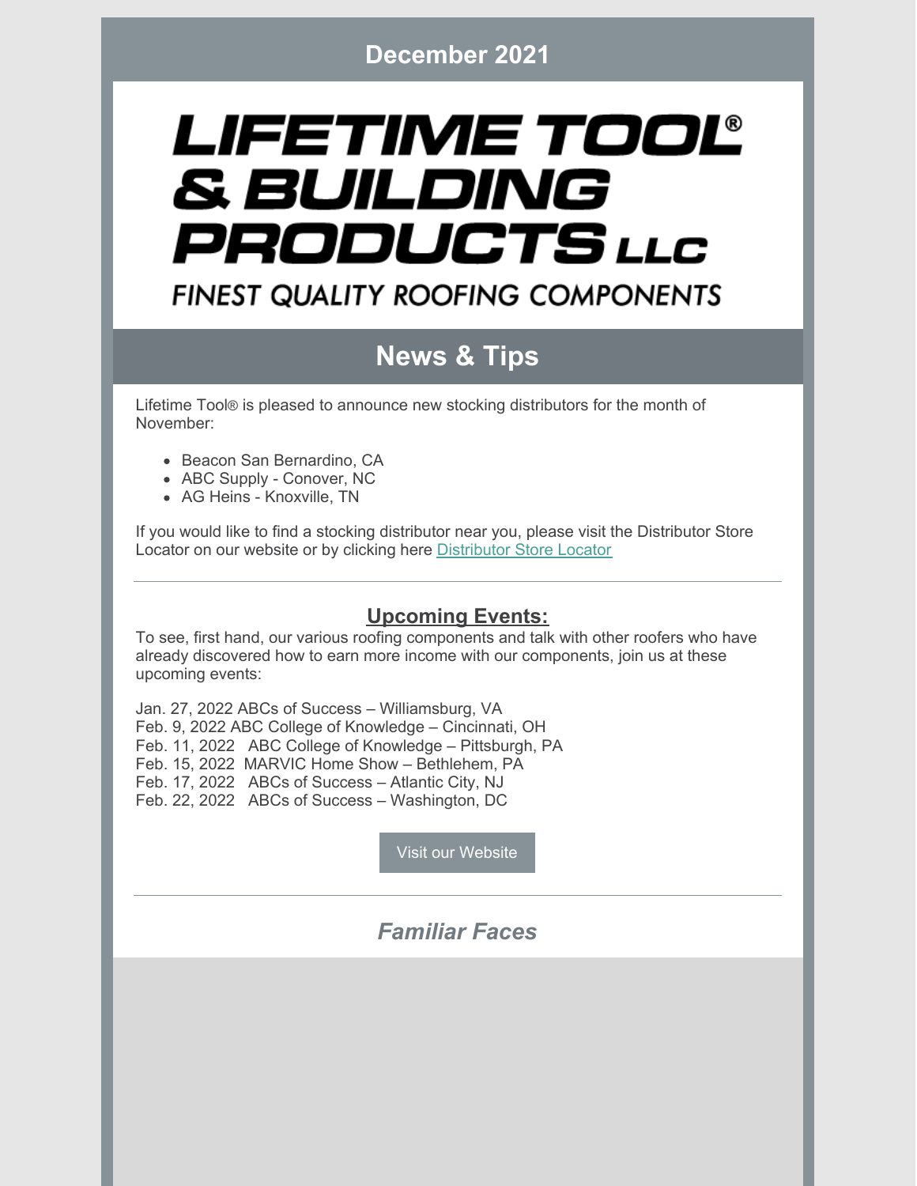December 2021

# LIFETIME TOOL® & BUILDING PRODUCTS LLC

FINEST QUALITY ROOFING COMPONENTS

## News & Tips

Lifetime Tool® is pleased to announce new stocking distributors for the month of November:

- Beacon San Bernardino, CA
- ABC Supply - Conover, NC
- AG Heins - Knoxville, TN

If you would like to find a stocking distributor near you, please visit the Distributor Store Locator on our website or by clicking here [Distributor Store Locator]

---

### Upcoming Events:

To see, first hand, our various roofing components and talk with other roofers who have already discovered how to earn more income with our components, join us at these upcoming events:

Jan. 27, 2022 ABCs of Success – Williamsburg, VA
Feb. 9, 2022 ABC College of Knowledge – Cincinnati, OH
Feb. 11, 2022 ABC College of Knowledge – Pittsburgh, PA
Feb. 15, 2022 MARVIC Home Show – Bethlehem, PA
Feb. 17, 2022 ABCs of Success – Atlantic City, NJ
Feb. 22, 2022 ABCs of Success – Washington, DC

Visit our Website

---

### *Familiar Faces*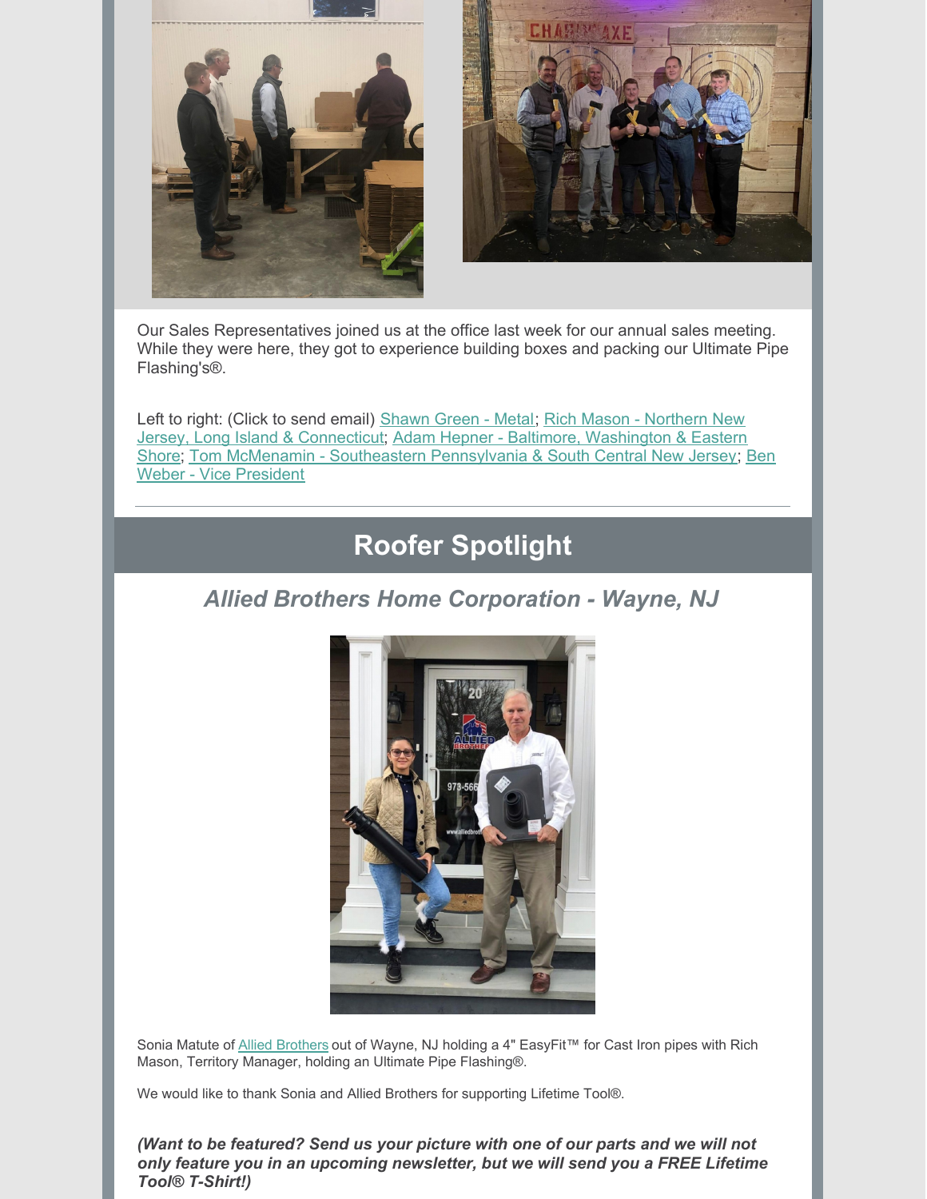Our Sales Representatives joined us at the office last week for our annual sales meeting. While they were here, they got to experience building boxes and packing our Ultimate Pipe Flashing's®.

Left to right: (Click to send email) Shawn Green - Metal; Rich Mason - Northern New Jersey, Long Island & Connecticut; Adam Hepner - Baltimore, Washington & Eastern Shore; Tom McMenamin - Southeastern Pennsylvania & South Central New Jersey; Ben Weber - Vice President

## Roofer Spotlight

### *Allied Brothers Home Corporation - Wayne, NJ*

Sonia Matute of Allied Brothers out of Wayne, NJ holding a 4" EasyFit™ for Cast Iron pipes with Rich Mason, Territory Manager, holding an Ultimate Pipe Flashing®.

We would like to thank Sonia and Allied Brothers for supporting Lifetime Tool®.

***(Want to be featured? Send us your picture with one of our parts and we will not only feature you in an upcoming newsletter, but we will send you a FREE Lifetime Tool® T-Shirt!)***